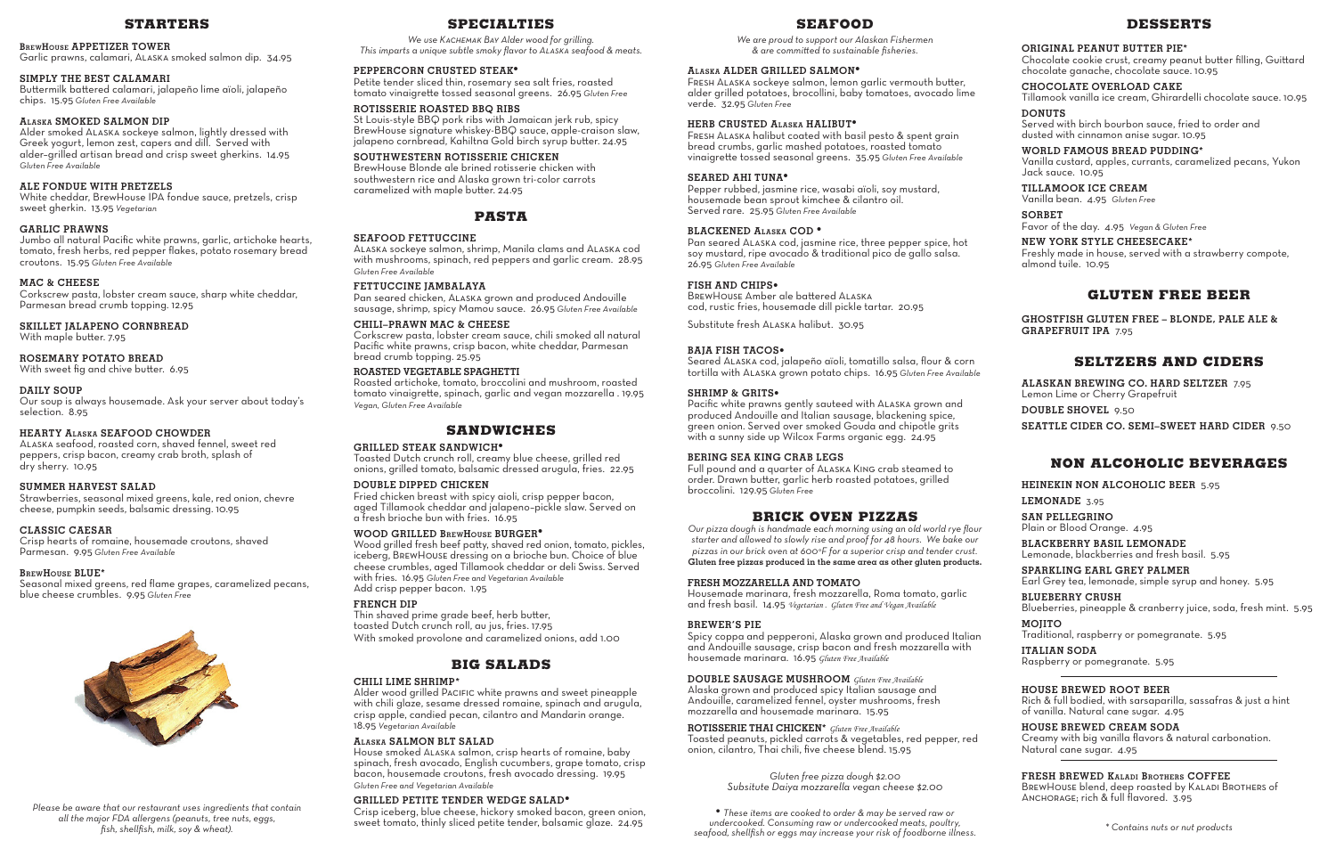## STARTERS

**BrewHouse APPETIZER TOWER**
Garlic prawns, calamari, Alaska smoked salmon dip. 34.95

**SIMPLY THE BEST CALAMARI**
Buttermilk battered calamari, jalapeño lime aïoli, jalapeño chips. 15.95 *Gluten Free Available*

**Alaska SMOKED SALMON DIP**
Alder smoked Alaska sockeye salmon, lightly dressed with Greek yogurt, lemon zest, capers and dill. Served with alder-grilled artisan bread and crisp sweet gherkins. 14.95 *Gluten Free Available*

**ALE FONDUE WITH PRETZELS**
White cheddar, BrewHouse IPA fondue sauce, pretzels, crisp sweet gherkin. 13.95 *Vegetarian*

**GARLIC PRAWNS**
Jumbo all natural Pacific white prawns, garlic, artichoke hearts, tomato, fresh herbs, red pepper flakes, potato rosemary bread croutons. 15.95 *Gluten Free Available*

**MAC & CHEESE**
Corkscrew pasta, lobster cream sauce, sharp white cheddar, Parmesan bread crumb topping. 12.95

**SKILLET JALAPENO CORNBREAD**
With maple butter. 7.95

**ROSEMARY POTATO BREAD**
With sweet fig and chive butter. 6.95

**DAILY SOUP**
Our soup is always housemade. Ask your server about today's selection. 8.95

**HEARTY Alaska SEAFOOD CHOWDER**
Alaska seafood, roasted corn, shaved fennel, sweet red peppers, crisp bacon, creamy crab broth, splash of dry sherry. 10.95

**SUMMER HARVEST SALAD**
Strawberries, seasonal mixed greens, kale, red onion, chevre cheese, pumpkin seeds, balsamic dressing. 10.95

**CLASSIC CAESAR**
Crisp hearts of romaine, housemade croutons, shaved Parmesan. 9.95 *Gluten Free Available*

**BrewHouse BLUE***
Seasonal mixed greens, red flame grapes, caramelized pecans, blue cheese crumbles. 9.95 *Gluten Free*

*Please be aware that our restaurant uses ingredients that contain all the major FDA allergens (peanuts, tree nuts, eggs, fish, shellfish, milk, soy & wheat).*

## SPECIALTIES

*We use Kachemak Bay Alder wood for grilling. This imparts a unique subtle smoky flavor to Alaska seafood & meats.*

**PEPPERCORN CRUSTED STEAK•**
Petite tender sliced thin, rosemary sea salt fries, roasted tomato vinaigrette tossed seasonal greens. 26.95 *Gluten Free*

**ROTISSERIE ROASTED BBQ RIBS**
St Louis-style BBQ pork ribs with Jamaican jerk rub, spicy BrewHouse signature whiskey-BBQ sauce, apple-craison slaw, jalapeno cornbread, Kahiltna Gold birch syrup butter. 24.95

**SOUTHWESTERN ROTISSERIE CHICKEN**
BrewHouse Blonde ale brined rotisserie chicken with southwestern rice and Alaska grown tri-color carrots caramelized with maple butter. 24.95

## PASTA

**SEAFOOD FETTUCCINE**
Alaska sockeye salmon, shrimp, Manila clams and Alaska cod with mushrooms, spinach, red peppers and garlic cream. 28.95 *Gluten Free Available*

**FETTUCCINE JAMBALAYA**
Pan seared chicken, Alaska grown and produced Andouille sausage, shrimp, spicy Mamou sauce. 26.95 *Gluten Free Available*

**CHILI-PRAWN MAC & CHEESE**
Corkscrew pasta, lobster cream sauce, chili smoked all natural Pacific white prawns, crisp bacon, white cheddar, Parmesan bread crumb topping. 25.95

**ROASTED VEGETABLE SPAGHETTI**
Roasted artichoke, tomato, broccolini and mushroom, roasted tomato vinaigrette, spinach, garlic and vegan mozzarella . 19.95 *Vegan, Gluten Free Available*

## SANDWICHES

**GRILLED STEAK SANDWICH•**
Toasted Dutch crunch roll, creamy blue cheese, grilled red onions, grilled tomato, balsamic dressed arugula, fries. 22.95

**DOUBLE DIPPED CHICKEN**
Fried chicken breast with spicy aioli, crisp pepper bacon, aged Tillamook cheddar and jalapeno-pickle slaw. Served on a fresh brioche bun with fries. 16.95

**WOOD GRILLED BrewHouse BURGER•**
Wood grilled fresh beef patty, shaved red onion, tomato, pickles, iceberg, BrewHouse dressing on a brioche bun. Choice of blue cheese crumbles, aged Tillamook cheddar or deli Swiss. Served with fries. 16.95 *Gluten Free and Vegetarian Available*
Add crisp pepper bacon. 1.95

**FRENCH DIP**
Thin shaved prime grade beef, herb butter, toasted Dutch crunch roll, au jus, fries. 17.95
With smoked provolone and caramelized onions, add 1.00

## BIG SALADS

**CHILI LIME SHRIMP***
Alder wood grilled Pacific white prawns and sweet pineapple with chili glaze, sesame dressed romaine, spinach and arugula, crisp apple, candied pecan, cilantro and Mandarin orange. 18.95 *Vegetarian Available*

**Alaska SALMON BLT SALAD**
House smoked Alaska salmon, crisp hearts of romaine, baby spinach, fresh avocado, English cucumbers, grape tomato, crisp bacon, housemade croutons, fresh avocado dressing. 19.95 *Gluten Free and Vegetarian Available*

**GRILLED PETITE TENDER WEDGE SALAD•**
Crisp iceberg, blue cheese, hickory smoked bacon, green onion, sweet tomato, thinly sliced petite tender, balsamic glaze. 24.95

## SEAFOOD

*We are proud to support our Alaskan Fishermen & are committed to sustainable fisheries.*

**Alaska ALDER GRILLED SALMON•**
Fresh Alaska sockeye salmon, lemon garlic vermouth butter, alder grilled potatoes, broccollini, baby tomatoes, avocado lime verde. 32.95 *Gluten Free*

**HERB CRUSTED Alaska HALIBUT•**
Fresh Alaska halibut coated with basil pesto & spent grain bread crumbs, garlic mashed potatoes, roasted tomato vinaigrette tossed seasonal greens. 35.95 *Gluten Free Available*

**SEARED AHI TUNA•**
Pepper rubbed, jasmine rice, wasabi aïoli, soy mustard, housemade bean sprout kimchee & cilantro oil. Served rare. 25.95 *Gluten Free Available*

**BLACKENED Alaska COD •**
Pan seared Alaska cod, jasmine rice, three pepper spice, hot soy mustard, ripe avocado & traditional pico de gallo salsa. 26.95 *Gluten Free Available*

**FISH AND CHIPS•**
BrewHouse Amber ale battered Alaska cod, rustic fries, housemade dill pickle tartar. 20.95

Substitute fresh Alaska halibut. 30.95

**BAJA FISH TACOS•**
Seared Alaska cod, jalapeño aïoli, tomatillo salsa, flour & corn tortilla with Alaska grown potato chips. 16.95 *Gluten Free Available*

**SHRIMP & GRITS•**
Pacific white prawns gently sauteed with Alaska grown and produced Andouille and Italian sausage, blackening spice, green onion. Served over smoked Gouda and chipotle grits with a sunny side up Wilcox Farms organic egg. 24.95

**BERING SEA KING CRAB LEGS**
Full pound and a quarter of Alaska King crab steamed to order. Drawn butter, garlic herb roasted potatoes, grilled broccolini. 129.95 *Gluten Free*

## BRICK OVEN PIZZAS

*Our pizza dough is handmade each morning using an old world rye flour starter and allowed to slowly rise and proof for 48 hours. We bake our pizzas in our brick oven at 600°F for a superior crisp and tender crust.*
**Gluten free pizzas produced in the same area as other gluten products.**

**FRESH MOZZARELLA AND TOMATO**
Housemade marinara, fresh mozzarella, Roma tomato, garlic and fresh basil. 14.95 *Vegetarian . Gluten Free and Vegan Available*

**BREWER'S PIE**
Spicy coppa and pepperoni, Alaska grown and produced Italian and Andouille sausage, crisp bacon and fresh mozzarella with housemade marinara. 16.95 *Gluten Free Available*

**DOUBLE SAUSAGE MUSHROOM** *Gluten Free Available*
Alaska grown and produced spicy Italian sausage and Andouille, caramelized fennel, oyster mushrooms, fresh mozzarella and housemade marinara. 15.95

**ROTISSERIE THAI CHICKEN*** *Gluten Free Available*
Toasted peanuts, pickled carrots & vegetables, red pepper, red onion, cilantro, Thai chili, five cheese blend. 15.95

*Gluten free pizza dough $2.00*
*Subsitute Daiya mozzarella vegan cheese $2.00*

*• These items are cooked to order & may be served raw or undercooked. Consuming raw or undercooked meats, poultry, seafood, shellfish or eggs may increase your risk of foodborne illness.*

## DESSERTS

**ORIGINAL PEANUT BUTTER PIE***
Chocolate cookie crust, creamy peanut butter filling, Guittard chocolate ganache, chocolate sauce. 10.95

**CHOCOLATE OVERLOAD CAKE**
Tillamook vanilla ice cream, Ghirardelli chocolate sauce. 10.95

**DONUTS**
Served with birch bourbon sauce, fried to order and dusted with cinnamon anise sugar. 10.95

**WORLD FAMOUS BREAD PUDDING***
Vanilla custard, apples, currants, caramelized pecans, Yukon Jack sauce. 10.95

**TILLAMOOK ICE CREAM**
Vanilla bean. 4.95 *Gluten Free*

**SORBET**
Favor of the day. 4.95 *Vegan & Gluten Free*

**NEW YORK STYLE CHEESECAKE***
Freshly made in house, served with a strawberry compote, almond tuile. 10.95

## GLUTEN FREE BEER

**GHOSTFISH GLUTEN FREE – BLONDE, PALE ALE & GRAPEFRUIT IPA** 7.95

## SELTZERS AND CIDERS

**ALASKAN BREWING CO. HARD SELTZER** 7.95
Lemon Lime or Cherry Grapefruit

**DOUBLE SHOVEL** 9.50

**SEATTLE CIDER CO. SEMI-SWEET HARD CIDER** 9.50

## NON ALCOHOLIC BEVERAGES

**HEINEKIN NON ALCOHOLIC BEER** 5.95

**LEMONADE** 3.95

**SAN PELLEGRINO**
Plain or Blood Orange. 4.95

**BLACKBERRY BASIL LEMONADE**
Lemonade, blackberries and fresh basil. 5.95

**SPARKLING EARL GREY PALMER**
Earl Grey tea, lemonade, simple syrup and honey. 5.95

**BLUEBERRY CRUSH**
Blueberries, pineapple & cranberry juice, soda, fresh mint. 5.95

**MOJITO**
Traditional, raspberry or pomegranate. 5.95

**ITALIAN SODA**
Raspberry or pomegranate. 5.95

**HOUSE BREWED ROOT BEER**
Rich & full bodied, with sarsaparilla, sassafras & just a hint of vanilla. Natural cane sugar. 4.95

**HOUSE BREWED CREAM SODA**
Creamy with big vanilla flavors & natural carbonation. Natural cane sugar. 4.95

**FRESH BREWED Kaladi Brothers COFFEE**
BrewHouse blend, deep roasted by Kaladi Brothers of Anchorage; rich & full flavored. 3.95

*\* Contains nuts or nut products*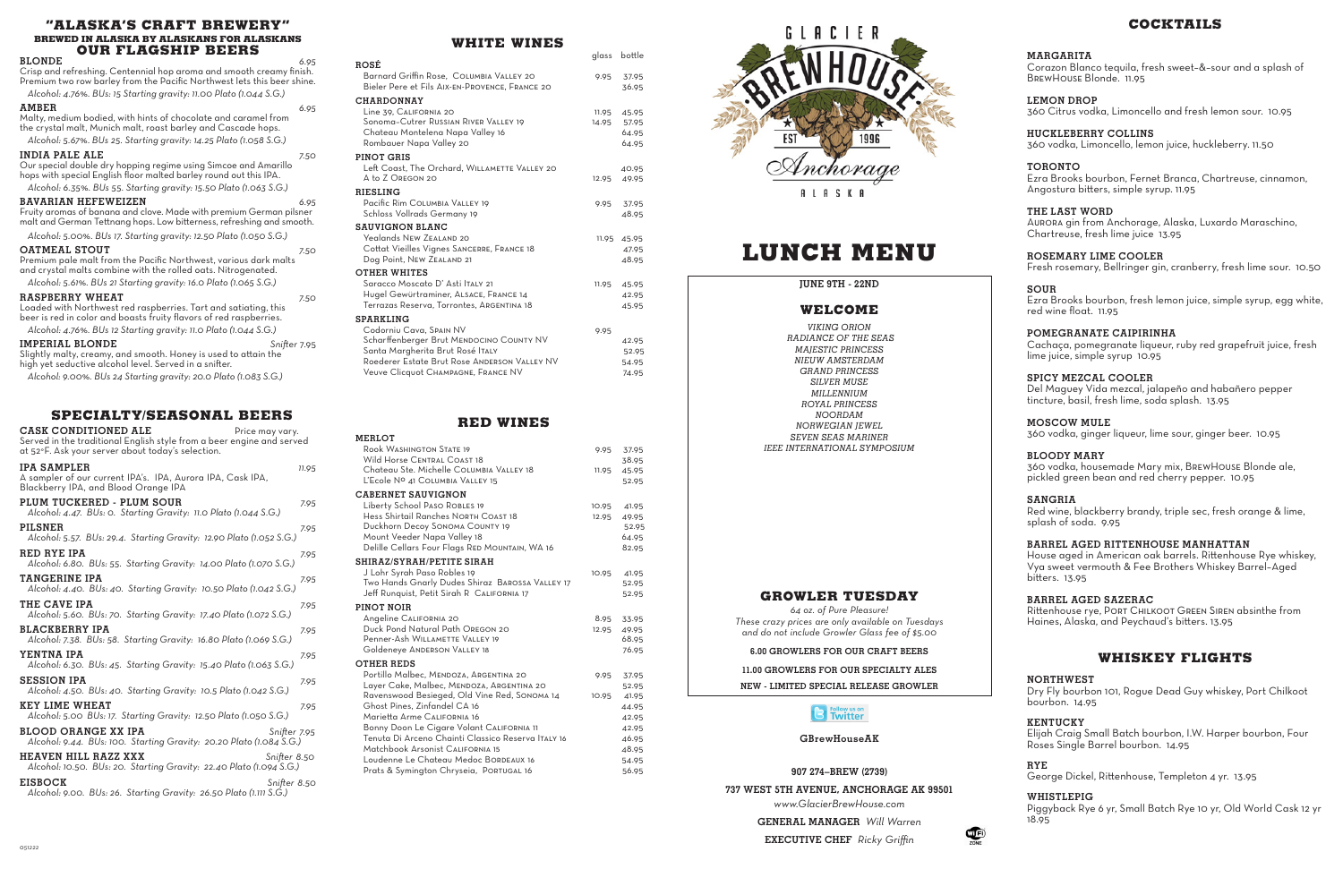# "ALASKA'S CRAFT BREWERY"

## BREWED IN ALASKA BY ALASKANS FOR ALASKANS

## OUR FLAGSHIP BEERS

**BLONDE** 6.95
Crisp and refreshing. Centennial hop aroma and smooth creamy finish. Premium two row barley from the Pacific Northwest lets this beer shine.
*Alcohol: 4.76%. BUs: 15 Starting gravity: 11.00 Plato (1.044 S.G.)*

**AMBER** 6.95
Malty, medium bodied, with hints of chocolate and caramel from the crystal malt, Munich malt, roast barley and Cascade hops.
*Alcohol: 5.67%. BUs 25. Starting gravity: 14.25 Plato (1.058 S.G.)*

**INDIA PALE ALE** 7.50
Our special double dry hopping regime using Simcoe and Amarillo hops with special English floor malted barley round out this IPA.
*Alcohol: 6.35%. BUs 55. Starting gravity: 15.50 Plato (1.063 S.G.)*

**BAVARIAN HEFEWEIZEN** 6.95
Fruity aromas of banana and clove. Made with premium German pilsner malt and German Tettnang hops. Low bitterness, refreshing and smooth.
*Alcohol: 5.00%. BUs 17. Starting gravity: 12.50 Plato (1.050 S.G.)*

**OATMEAL STOUT** 7.50
Premium pale malt from the Pacific Northwest, various dark malts and crystal malts combine with the rolled oats. Nitrogenated.
*Alcohol: 5.61%. BUs 21 Starting gravity: 16.0 Plato (1.065 S.G.)*

**RASPBERRY WHEAT** 7.50
Loaded with Northwest red raspberries. Tart and satiating, this beer is red in color and boasts fruity flavors of red raspberries.
*Alcohol: 4.76%. BUs 12 Starting gravity: 11.0 Plato (1.044 S.G.)*

**IMPERIAL BLONDE** *Snifter* 7.95
Slightly malty, creamy, and smooth. Honey is used to attain the high yet seductive alcohol level. Served in a snifter.
*Alcohol: 9.00%. BUs 24 Starting gravity: 20.0 Plato (1.083 S.G.)*

## SPECIALTY/SEASONAL BEERS

**CASK CONDITIONED ALE** Price may vary.
Served in the traditional English style from a beer engine and served at 52°F. Ask your server about today's selection.

**IPA SAMPLER** 11.95
A sampler of our current IPA's. IPA, Aurora IPA, Cask IPA, Blackberry IPA, and Blood Orange IPA

**PLUM TUCKERED - PLUM SOUR** 7.95
*Alcohol: 4.47. BUs: 0. Starting Gravity: 11.0 Plato (1.044 S.G.)*

**PILSNER** 7.95
*Alcohol: 5.57. BUs: 29.4. Starting Gravity: 12.90 Plato (1.052 S.G.)*

**RED RYE IPA** 7.95
*Alcohol: 6.80. BUs: 55. Starting Gravity: 14.00 Plato (1.070 S.G.)*

**TANGERINE IPA** 7.95
*Alcohol: 4.40. BUs: 40. Starting Gravity: 10.50 Plato (1.042 S.G.)*

**THE CAVE IPA** 7.95
*Alcohol: 5.60. BUs: 70. Starting Gravity: 17.40 Plato (1.072 S.G.)*

**BLACKBERRY IPA** 7.95
*Alcohol: 7.38. BUs: 58. Starting Gravity: 16.80 Plato (1.069 S.G.)*

**YENTNA IPA** 7.95
*Alcohol: 6.30. BUs: 45. Starting Gravity: 15.40 Plato (1.063 S.G.)*

**SESSION IPA** 7.95
*Alcohol: 4.50. BUs: 40. Starting Gravity: 10.5 Plato (1.042 S.G.)*

**KEY LIME WHEAT** 7.95
*Alcohol: 5.00 BUs: 17. Starting Gravity: 12.50 Plato (1.050 S.G.)*

**BLOOD ORANGE XX IPA** *Snifter* 7.95
*Alcohol: 9.44. BUs: 100. Starting Gravity: 20.20 Plato (1.084 S.G.)*

**HEAVEN HILL RAZZ XXX** *Snifter* 8.50
*Alcohol: 10.50. BUs: 20. Starting Gravity: 22.40 Plato (1.094 S.G.)*

**EISBOCK** *Snifter* 8.50
*Alcohol: 9.00. BUs: 26. Starting Gravity: 26.50 Plato (1.111 S.G.)*

## WHITE WINES

| | glass | bottle |
|---|---|---|
| **ROSÉ** | | |
| Barnard Griffin Rose, Columbia Valley 20 | 9.95 | 37.95 |
| Bieler Pere et Fils Aix-en-Provence, France 20 | | 36.95 |
| **CHARDONNAY** | | |
| Line 39, California 20 | 11.95 | 45.95 |
| Sonoma-Cutrer Russian River Valley 19 | 14.95 | 57.95 |
| Chateau Montelena Napa Valley 16 | | 64.95 |
| Rombauer Napa Valley 20 | | 64.95 |
| **PINOT GRIS** | | |
| Left Coast, The Orchard, Willamette Valley 20 | | 40.95 |
| A to Z Oregon 20 | 12.95 | 49.95 |
| **RIESLING** | | |
| Pacific Rim Columbia Valley 19 | 9.95 | 37.95 |
| Schloss Vollrads Germany 19 | | 48.95 |
| **SAUVIGNON BLANC** | | |
| Yealands New Zealand 20 | 11.95 | 45.95 |
| Cottat Vieilles Vignes Sancerre, France 18 | | 47.95 |
| Dog Point, New Zealand 21 | | 48.95 |
| **OTHER WHITES** | | |
| Saracco Moscato D' Asti Italy 21 | 11.95 | 45.95 |
| Hugel Gewürtraminer, Alsace, France 14 | | 42.95 |
| Terrazas Reserva, Torrontes, Argentina 18 | | 45.95 |
| **SPARKLING** | | |
| Codorniu Cava, Spain NV | 9.95 | |
| Scharffenberger Brut Mendocino County NV | | 42.95 |
| Santa Margherita Brut Rosé Italy | | 52.95 |
| Roederer Estate Brut Rose Anderson Valley NV | | 54.95 |
| Veuve Clicquot Champagne, France NV | | 74.95 |

## RED WINES

| | glass | bottle |
|---|---|---|
| **MERLOT** | | |
| Rook Washington State 19 | 9.95 | 37.95 |
| Wild Horse Central Coast 18 | | 38.95 |
| Chateau Ste. Michelle Columbia Valley 18 | 11.95 | 45.95 |
| L'Ecole No 41 Columbia Valley 15 | | 52.95 |
| **CABERNET SAUVIGNON** | | |
| Liberty School Paso Robles 19 | 10.95 | 41.95 |
| Hess Shirtail Ranches North Coast 18 | 12.95 | 49.95 |
| Duckhorn Decoy Sonoma County 19 | | 52.95 |
| Mount Veeder Napa Valley 18 | | 64.95 |
| Delille Cellars Four Flags Red Mountain, WA 16 | | 82.95 |
| **SHIRAZ/SYRAH/PETITE SIRAH** | | |
| J Lohr Syrah Paso Robles 19 | 10.95 | 41.95 |
| Two Hands Gnarly Dudes Shiraz Barossa Valley 17 | | 52.95 |
| Jeff Runquist, Petit Sirah R California 17 | | 52.95 |
| **PINOT NOIR** | | |
| Angeline California 20 | 8.95 | 33.95 |
| Duck Pond Natural Path Oregon 20 | 12.95 | 49.95 |
| Penner-Ash Willamette Valley 19 | | 68.95 |
| Goldeneye Anderson Valley 18 | | 76.95 |
| **OTHER REDS** | | |
| Portillo Malbec, Mendoza, Argentina 20 | 9.95 | 37.95 |
| Layer Cake, Malbec, Mendoza, Argentina 20 | | 52.95 |
| Ravenswood Besieged, Old Vine Red, Sonoma 14 | 10.95 | 41.95 |
| Ghost Pines, Zinfandel CA 16 | | 44.95 |
| Marietta Arme California 16 | | 42.95 |
| Bonny Doon Le Cigare Volant California 11 | | 42.95 |
| Tenuta Di Arceno Chainti Classico Reserva Italy 16 | | 46.95 |
| Matchbook Arsonist California 15 | | 48.95 |
| Loudenne Le Chateau Medoc Bordeaux 16 | | 54.95 |
| Prats & Symington Chryseia, Portugal 16 | | 56.95 |

GLACIER BREWHOUSE
EST 1996
Anchorage
ALASKA

# LUNCH MENU

**JUNE 9TH - 22ND**

## WELCOME

*VIKING ORION*
*RADIANCE OF THE SEAS*
*NIEUW AMSTERDAM*
*GRAND PRINCESS*
*SILVER MUSE*
*MILLENNIUM*
*ROYAL PRINCESS*
*NOORDAM*
*NORWEGIAN JEWEL*
*SEVEN SEAS MARINER*
*IEEE INTERNATIONAL SYMPOSIUM*

## GROWLER TUESDAY

*64 oz. of Pure Pleasure!*
*These crazy prices are only available on Tuesdays and do not include Growler Glass fee of $5.00*

**6.00 GROWLERS FOR OUR CRAFT BEERS**

**11.00 GROWLERS FOR OUR SPECIALTY ALES**

**NEW - LIMITED SPECIAL RELEASE GROWLER**

Follow us on Twitter

**GBrewHouseAK**

**907 274–BREW (2739)**

**737 WEST 5TH AVENUE, ANCHORAGE AK 99501**

*www.GlacierBrewHouse.com*

**GENERAL MANAGER** *Will Warren*

**EXECUTIVE CHEF** *Ricky Griffin*

## COCKTAILS

**MARGARITA**
Corazon Blanco tequila, fresh sweet–&–sour and a splash of BrewHouse Blonde. 11.95

**LEMON DROP**
360 Citrus vodka, Limoncello and fresh lemon sour. 10.95

**HUCKLEBERRY COLLINS**
360 vodka, Limoncello, lemon juice, huckleberry. 11.50

**TORONTO**
Ezra Brooks bourbon, Fernet Branca, Chartreuse, cinnamon, Angostura bitters, simple syrup. 11.95

**THE LAST WORD**
Aurora gin from Anchorage, Alaska, Luxardo Maraschino, Chartreuse, fresh lime juice 13.95

**ROSEMARY LIME COOLER**
Fresh rosemary, Bellringer gin, cranberry, fresh lime sour. 10.50

**SOUR**
Ezra Brooks bourbon, fresh lemon juice, simple syrup, egg white, red wine float. 11.95

**POMEGRANATE CAIPIRINHA**
Cachaça, pomegranate liqueur, ruby red grapefruit juice, fresh lime juice, simple syrup 10.95

**SPICY MEZCAL COOLER**
Del Maguey Vida mezcal, jalapeño and habañero pepper tincture, basil, fresh lime, soda splash. 13.95

**MOSCOW MULE**
360 vodka, ginger liqueur, lime sour, ginger beer. 10.95

**BLOODY MARY**
360 vodka, housemade Mary mix, BrewHouse Blonde ale, pickled green bean and red cherry pepper. 10.95

**SANGRIA**
Red wine, blackberry brandy, triple sec, fresh orange & lime, splash of soda. 9.95

**BARREL AGED RITTENHOUSE MANHATTAN**
House aged in American oak barrels. Rittenhouse Rye whiskey, Vya sweet vermouth & Fee Brothers Whiskey Barrel–Aged bitters. 13.95

**BARREL AGED SAZERAC**
Rittenhouse rye, Port Chilkoot Green Siren absinthe from Haines, Alaska, and Peychaud's bitters. 13.95

## WHISKEY FLIGHTS

**NORTHWEST**
Dry Fly bourbon 101, Rogue Dead Guy whiskey, Port Chilkoot bourbon. 14.95

**KENTUCKY**
Elijah Craig Small Batch bourbon, I.W. Harper bourbon, Four Roses Single Barrel bourbon. 14.95

**RYE**
George Dickel, Rittenhouse, Templeton 4 yr. 13.95

**WHISTLEPIG**
Piggyback Rye 6 yr, Small Batch Rye 10 yr, Old World Cask 12 yr 18.95

051222